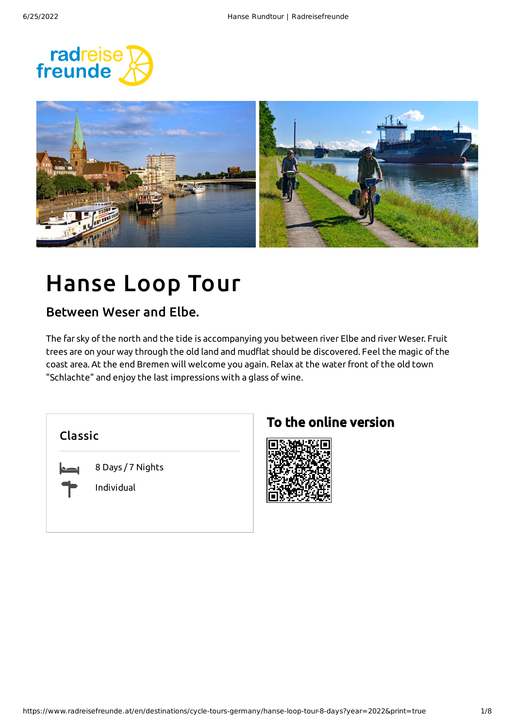# Hanse Loop Tour

## Between Weser and Elbe.

The far sky of the north and the tide is accompanying you between river Elbe and river Weser. Fruit trees are on your way through the old land and mudflat should be discovered. Feel the magic of the coast area. At the end Bremen will welcome you again. Relax at the water front of the old town "Schlachte" and enjoy the last impressions with a glass of wine.

### Classic

8 Days / 7 Nights

Individual

### To the online version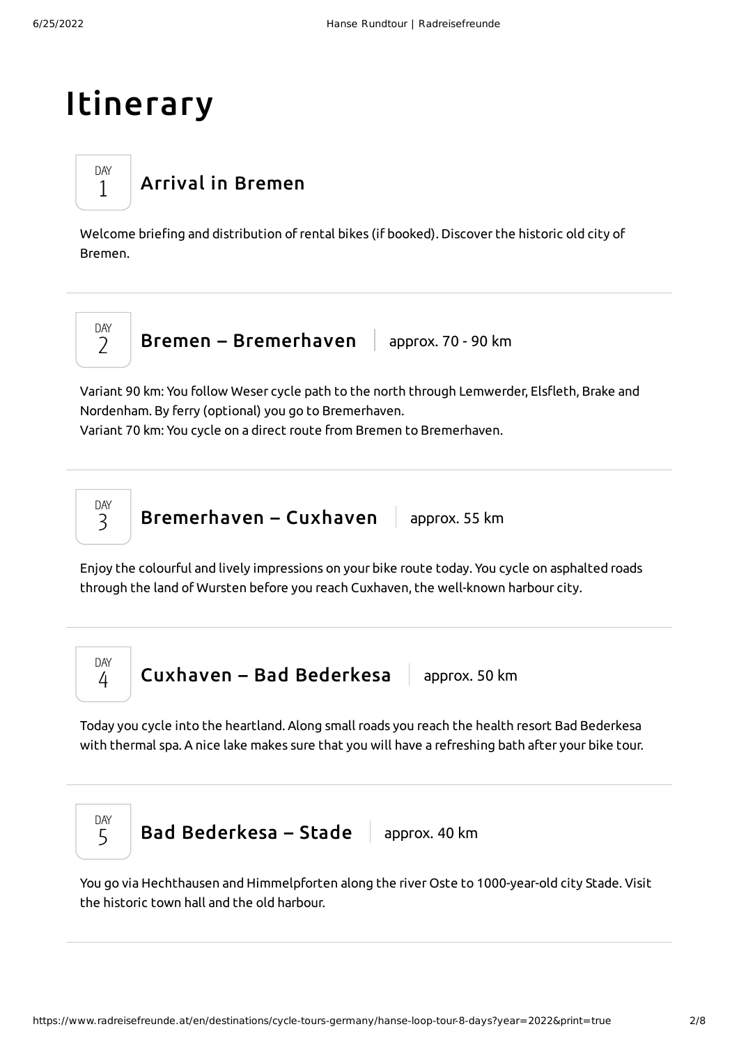# Itinerary

## DAY 1 Arrival in Bremen

Welcome briefing and distribution of rental bikes (if booked). Discover the historic old city of Bremen.

---

## DAY 2 Bremen – Bremerhaven | approx. 70 - 90 km

Variant 90 km: You follow Weser cycle path to the north through Lemwerder, Elsfleth, Brake and Nordenham. By ferry (optional) you go to Bremerhaven.
Variant 70 km: You cycle on a direct route from Bremen to Bremerhaven.

---

## DAY 3 Bremerhaven – Cuxhaven | approx. 55 km

Enjoy the colourful and lively impressions on your bike route today. You cycle on asphalted roads through the land of Wursten before you reach Cuxhaven, the well-known harbour city.

---

## DAY 4 Cuxhaven – Bad Bederkesa | approx. 50 km

Today you cycle into the heartland. Along small roads you reach the health resort Bad Bederkesa with thermal spa. A nice lake makes sure that you will have a refreshing bath after your bike tour.

---

## DAY 5 Bad Bederkesa – Stade | approx. 40 km

You go via Hechthausen and Himmelpforten along the river Oste to 1000-year-old city Stade. Visit the historic town hall and the old harbour.

---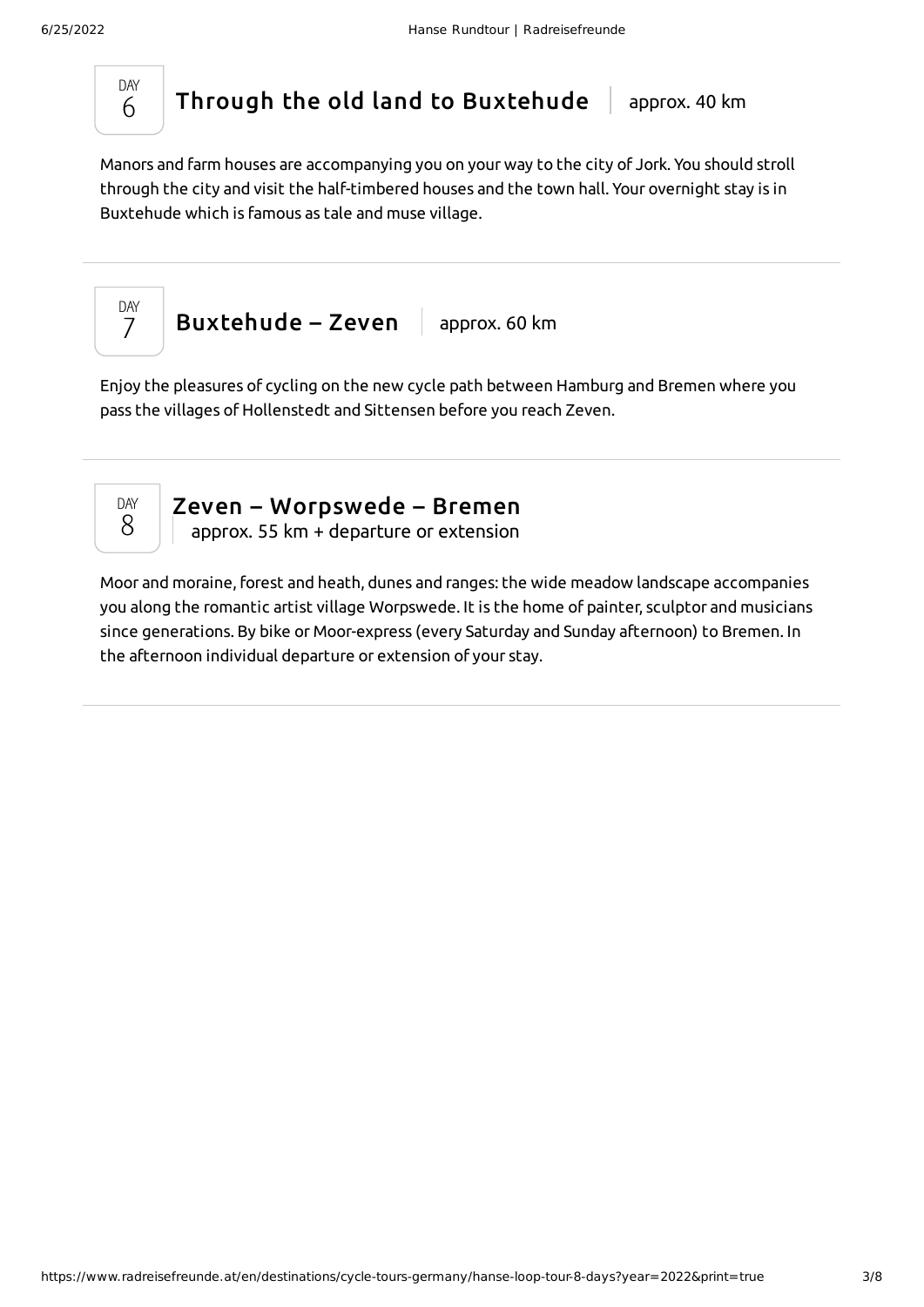## DAY 6 — Through the old land to Buxtehude | approx. 40 km

Manors and farm houses are accompanying you on your way to the city of Jork. You should stroll through the city and visit the half-timbered houses and the town hall. Your overnight stay is in Buxtehude which is famous as tale and muse village.

## DAY 7 — Buxtehude – Zeven | approx. 60 km

Enjoy the pleasures of cycling on the new cycle path between Hamburg and Bremen where you pass the villages of Hollenstedt and Sittensen before you reach Zeven.

## DAY 8 — Zeven – Worpswede – Bremen | approx. 55 km + departure or extension

Moor and moraine, forest and heath, dunes and ranges: the wide meadow landscape accompanies you along the romantic artist village Worpswede. It is the home of painter, sculptor and musicians since generations. By bike or Moor-express (every Saturday and Sunday afternoon) to Bremen. In the afternoon individual departure or extension of your stay.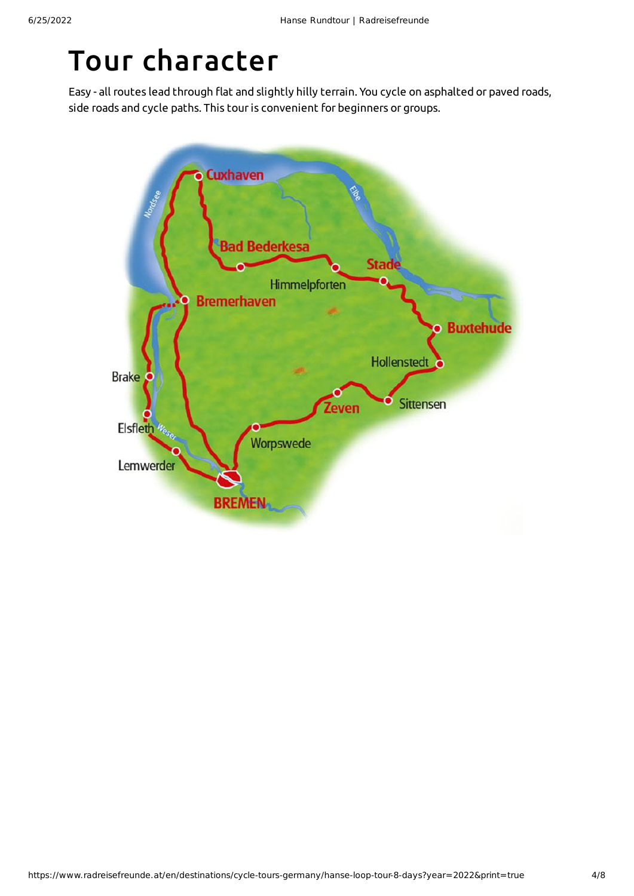# Tour character

Easy - all routes lead through flat and slightly hilly terrain. You cycle on asphalted or paved roads, side roads and cycle paths. This tour is convenient for beginners or groups.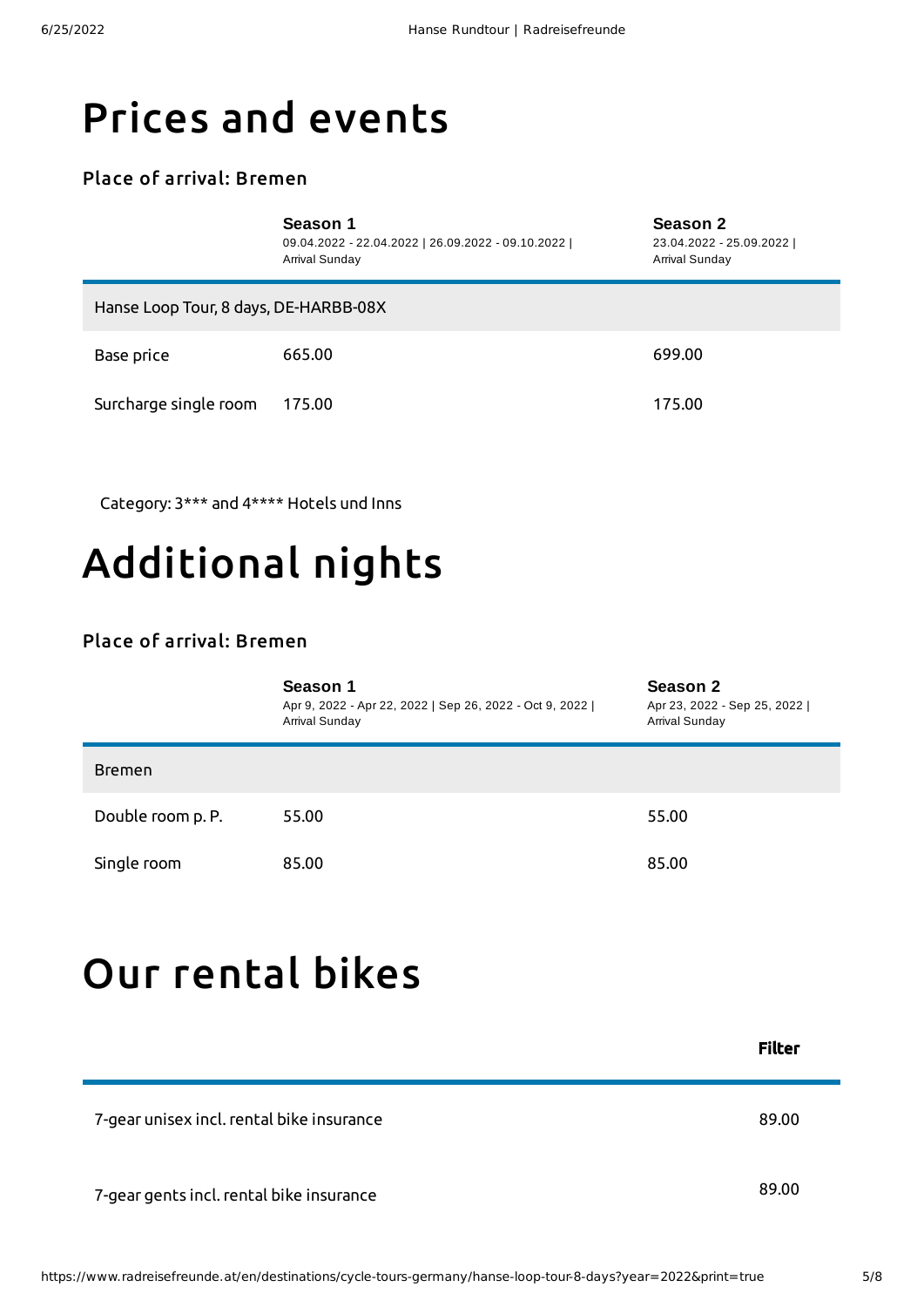# Prices and events

### Place of arrival: Bremen

| | **Season 1**<br>09.04.2022 - 22.04.2022 \| 26.09.2022 - 09.10.2022 \| Arrival Sunday | **Season 2**<br>23.04.2022 - 25.09.2022 \| Arrival Sunday |
|---|---|---|
| Hanse Loop Tour, 8 days, DE-HARBB-08X | | |
| Base price | 665.00 | 699.00 |
| Surcharge single room | 175.00 | 175.00 |

Category: 3*** and 4**** Hotels und Inns

# Additional nights

### Place of arrival: Bremen

| | **Season 1**<br>Apr 9, 2022 - Apr 22, 2022 \| Sep 26, 2022 - Oct 9, 2022 \| Arrival Sunday | **Season 2**<br>Apr 23, 2022 - Sep 25, 2022 \| Arrival Sunday |
|---|---|---|
| Bremen | | |
| Double room p. P. | 55.00 | 55.00 |
| Single room | 85.00 | 85.00 |

# Our rental bikes

| | **Filter** |
|---|---|
| 7-gear unisex incl. rental bike insurance | 89.00 |
| 7-gear gents incl. rental bike insurance | 89.00 |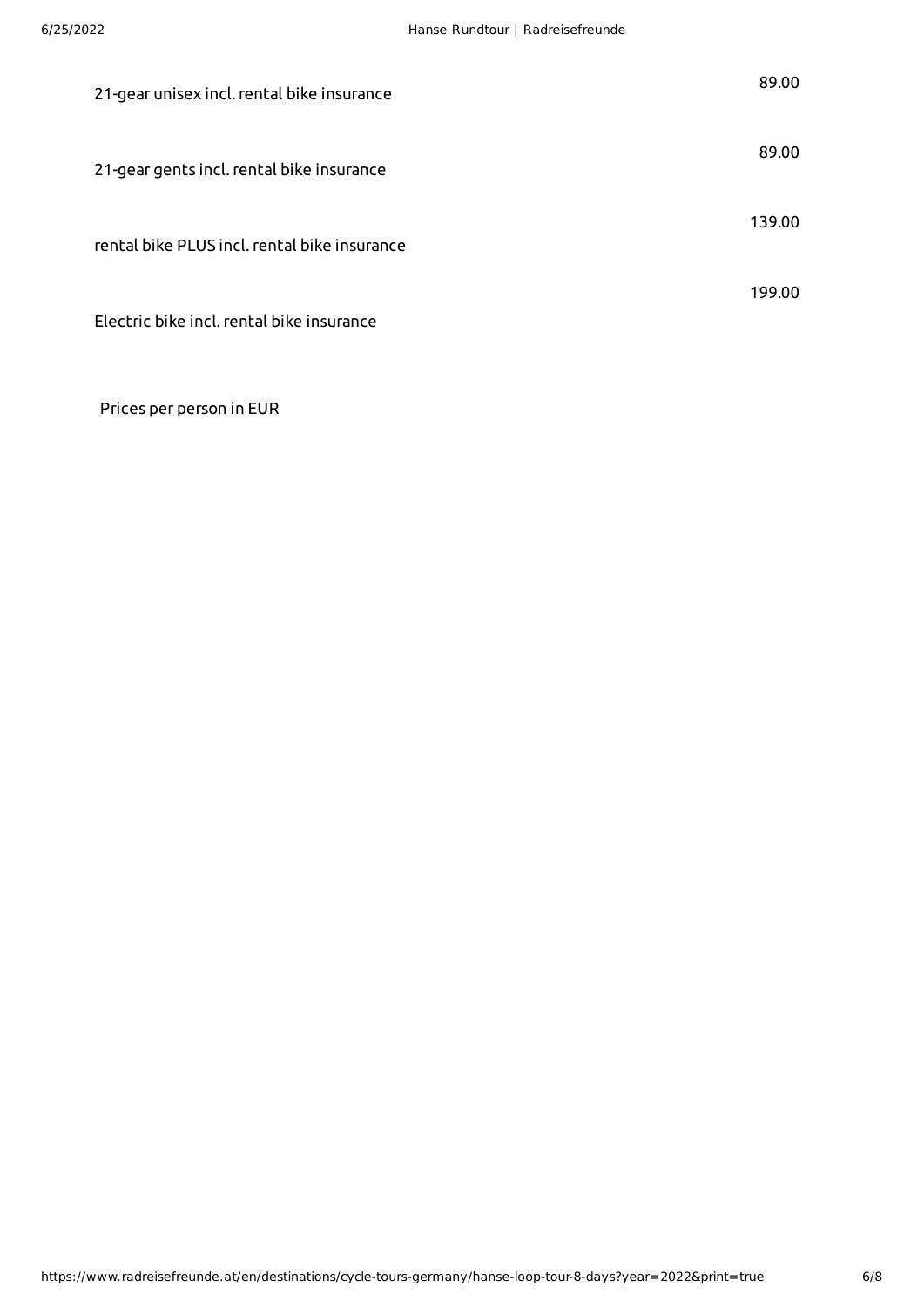| | |
|---|---|
| 21-gear unisex incl. rental bike insurance | 89.00 |
| 21-gear gents incl. rental bike insurance | 89.00 |
| rental bike PLUS incl. rental bike insurance | 139.00 |
| Electric bike incl. rental bike insurance | 199.00 |

Prices per person in EUR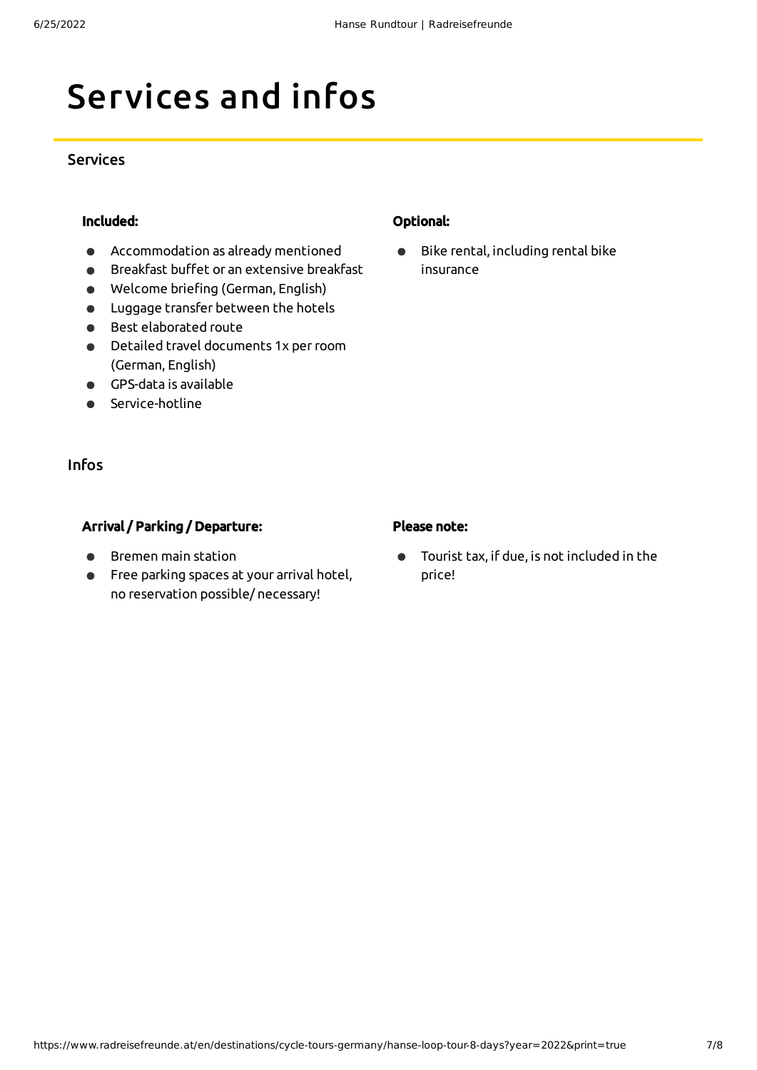# Services and infos

## Services

**Included:**

- Accommodation as already mentioned
- Breakfast buffet or an extensive breakfast
- Welcome briefing (German, English)
- Luggage transfer between the hotels
- Best elaborated route
- Detailed travel documents 1x per room (German, English)
- GPS-data is available
- Service-hotline

**Optional:**

- Bike rental, including rental bike insurance

## Infos

**Arrival / Parking / Departure:**

- Bremen main station
- Free parking spaces at your arrival hotel, no reservation possible/ necessary!

**Please note:**

- Tourist tax, if due, is not included in the price!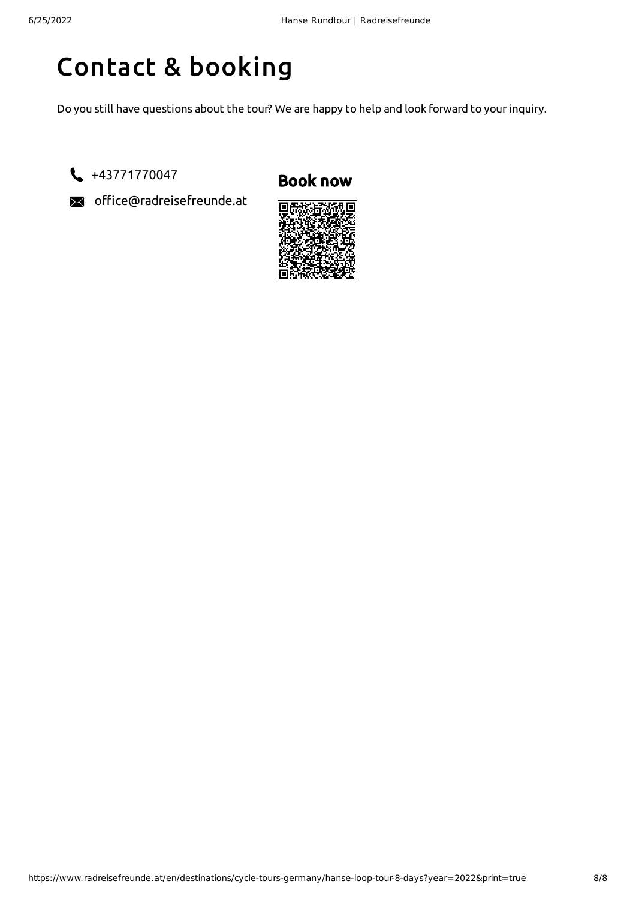# Contact & booking

Do you still have questions about the tour? We are happy to help and look forward to your inquiry.

+43771770047

office@radreisefreunde.at

## Book now